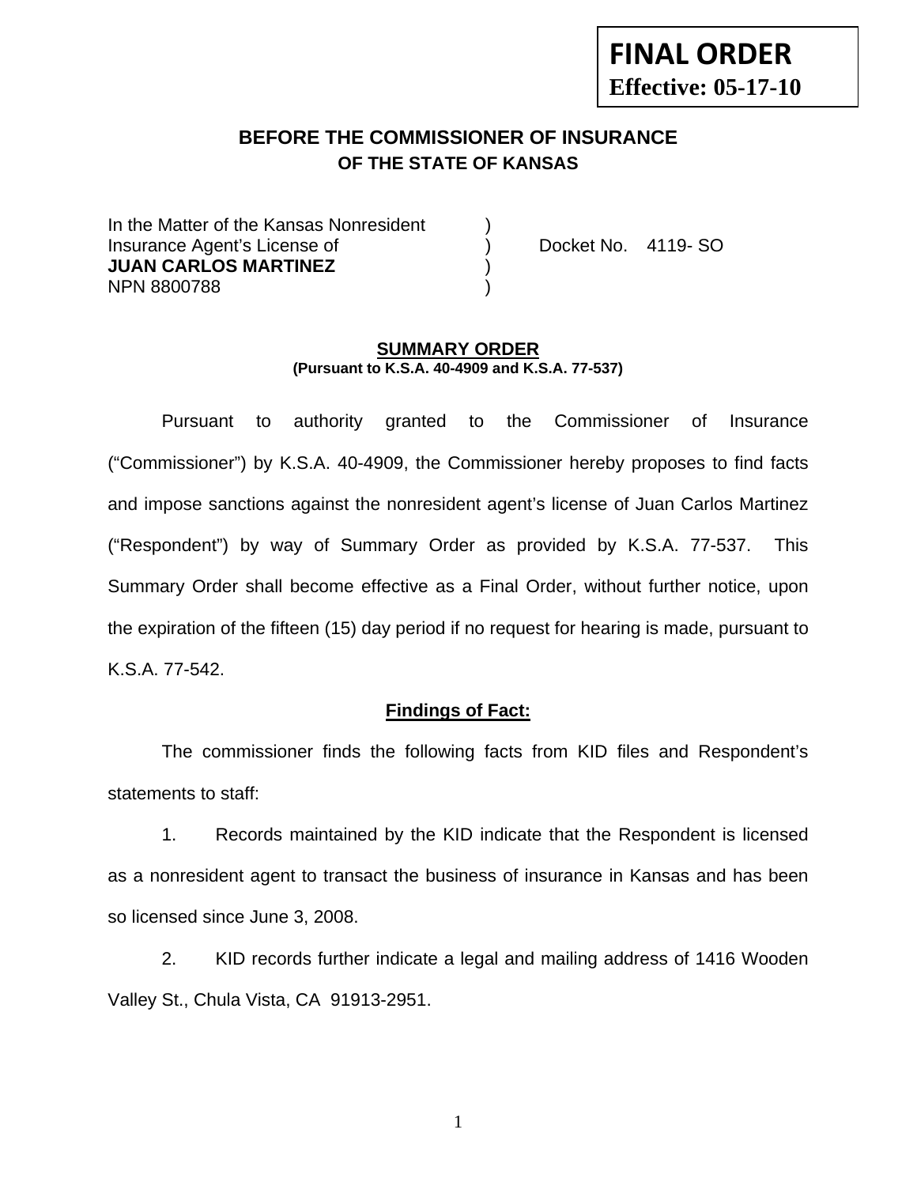**FINAL ORDER**
**Effective: 05-17-10**

## BEFORE THE COMMISSIONER OF INSURANCE
### OF THE STATE OF KANSAS

| | | |
|---|---|---|
| In the Matter of the Kansas Nonresident | ) | |
| Insurance Agent's License of | ) | Docket No. 4119- SO |
| **JUAN CARLOS MARTINEZ** | ) | |
| NPN 8800788 | ) | |

**SUMMARY ORDER**
**(Pursuant to K.S.A. 40-4909 and K.S.A. 77-537)**

Pursuant to authority granted to the Commissioner of Insurance ("Commissioner") by K.S.A. 40-4909, the Commissioner hereby proposes to find facts and impose sanctions against the nonresident agent's license of Juan Carlos Martinez ("Respondent") by way of Summary Order as provided by K.S.A. 77-537. This Summary Order shall become effective as a Final Order, without further notice, upon the expiration of the fifteen (15) day period if no request for hearing is made, pursuant to K.S.A. 77-542.

**Findings of Fact:**

The commissioner finds the following facts from KID files and Respondent's statements to staff:

1. Records maintained by the KID indicate that the Respondent is licensed as a nonresident agent to transact the business of insurance in Kansas and has been so licensed since June 3, 2008.

2. KID records further indicate a legal and mailing address of 1416 Wooden Valley St., Chula Vista, CA 91913-2951.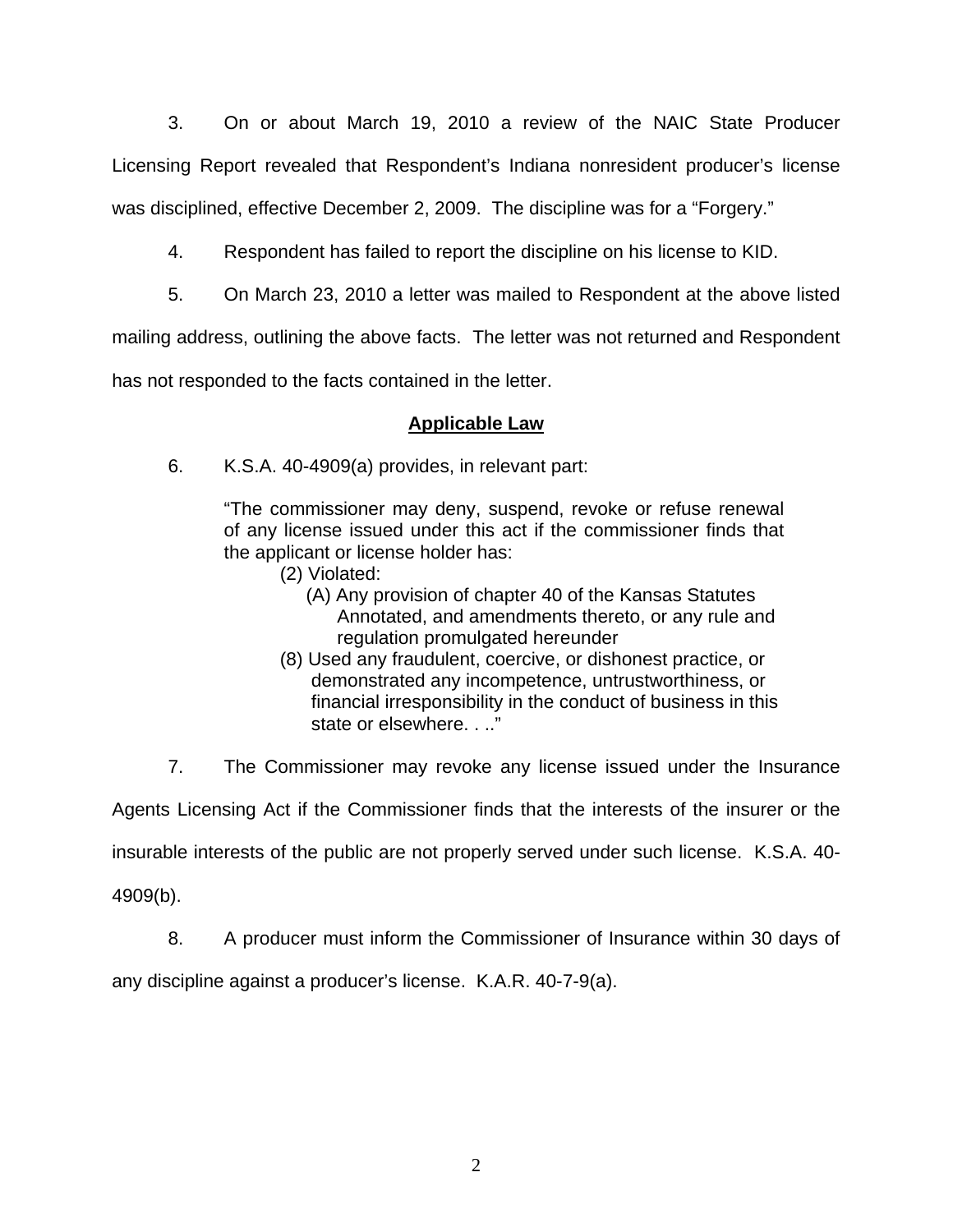3. On or about March 19, 2010 a review of the NAIC State Producer Licensing Report revealed that Respondent's Indiana nonresident producer's license was disciplined, effective December 2, 2009. The discipline was for a "Forgery."

4. Respondent has failed to report the discipline on his license to KID.

5. On March 23, 2010 a letter was mailed to Respondent at the above listed mailing address, outlining the above facts. The letter was not returned and Respondent has not responded to the facts contained in the letter.

## **Applicable Law**

6. K.S.A. 40-4909(a) provides, in relevant part:

> "The commissioner may deny, suspend, revoke or refuse renewal of any license issued under this act if the commissioner finds that the applicant or license holder has:
>
> (2) Violated:
>
> (A) Any provision of chapter 40 of the Kansas Statutes Annotated, and amendments thereto, or any rule and regulation promulgated hereunder
>
> (8) Used any fraudulent, coercive, or dishonest practice, or demonstrated any incompetence, untrustworthiness, or financial irresponsibility in the conduct of business in this state or elsewhere. . .."

7. The Commissioner may revoke any license issued under the Insurance Agents Licensing Act if the Commissioner finds that the interests of the insurer or the insurable interests of the public are not properly served under such license. K.S.A. 40-4909(b).

8. A producer must inform the Commissioner of Insurance within 30 days of any discipline against a producer's license. K.A.R. 40-7-9(a).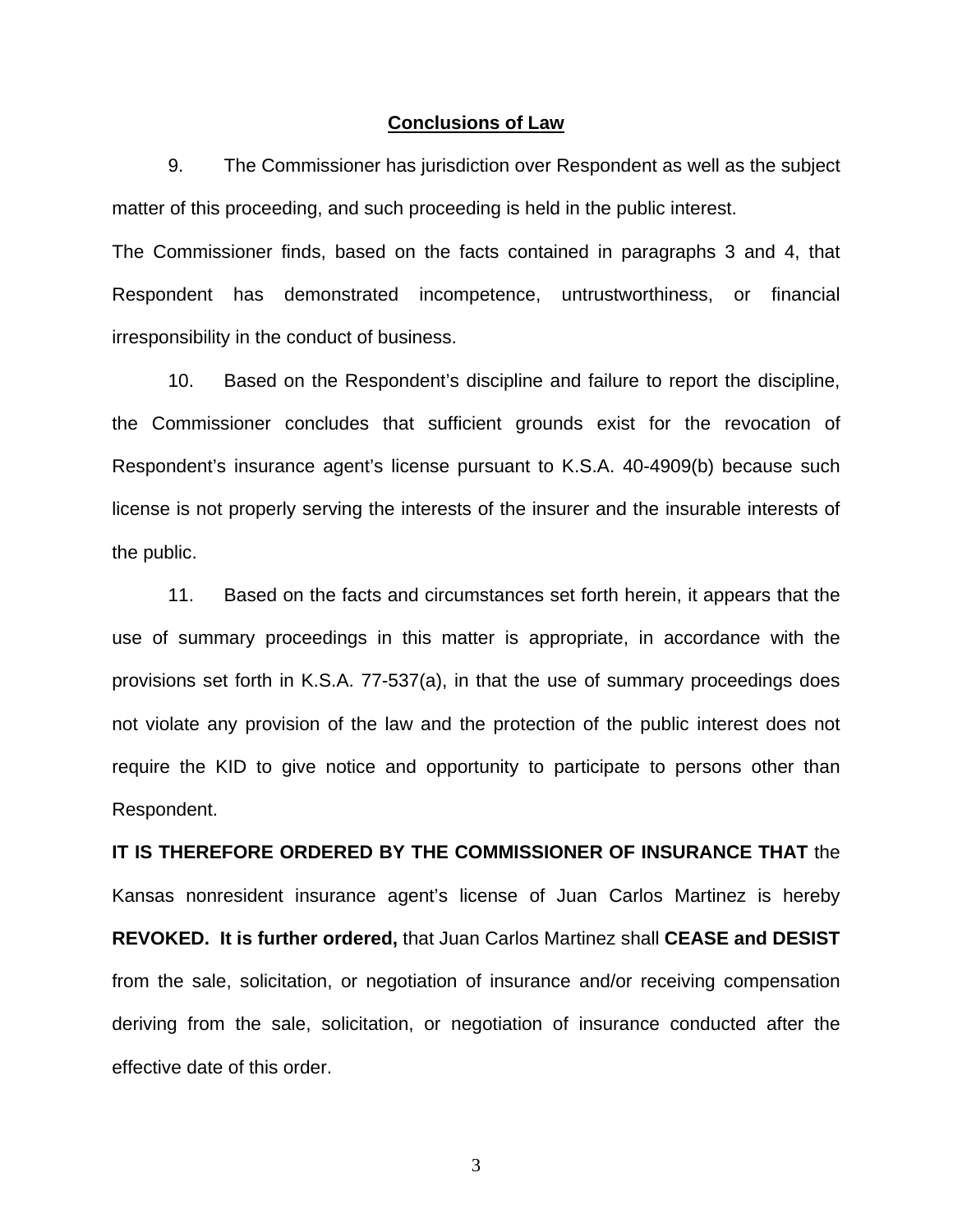## Conclusions of Law

9. The Commissioner has jurisdiction over Respondent as well as the subject matter of this proceeding, and such proceeding is held in the public interest.

The Commissioner finds, based on the facts contained in paragraphs 3 and 4, that Respondent has demonstrated incompetence, untrustworthiness, or financial irresponsibility in the conduct of business.

10. Based on the Respondent's discipline and failure to report the discipline, the Commissioner concludes that sufficient grounds exist for the revocation of Respondent's insurance agent's license pursuant to K.S.A. 40-4909(b) because such license is not properly serving the interests of the insurer and the insurable interests of the public.

11. Based on the facts and circumstances set forth herein, it appears that the use of summary proceedings in this matter is appropriate, in accordance with the provisions set forth in K.S.A. 77-537(a), in that the use of summary proceedings does not violate any provision of the law and the protection of the public interest does not require the KID to give notice and opportunity to participate to persons other than Respondent.

**IT IS THEREFORE ORDERED BY THE COMMISSIONER OF INSURANCE THAT** the Kansas nonresident insurance agent's license of Juan Carlos Martinez is hereby **REVOKED. It is further ordered,** that Juan Carlos Martinez shall **CEASE and DESIST** from the sale, solicitation, or negotiation of insurance and/or receiving compensation deriving from the sale, solicitation, or negotiation of insurance conducted after the effective date of this order.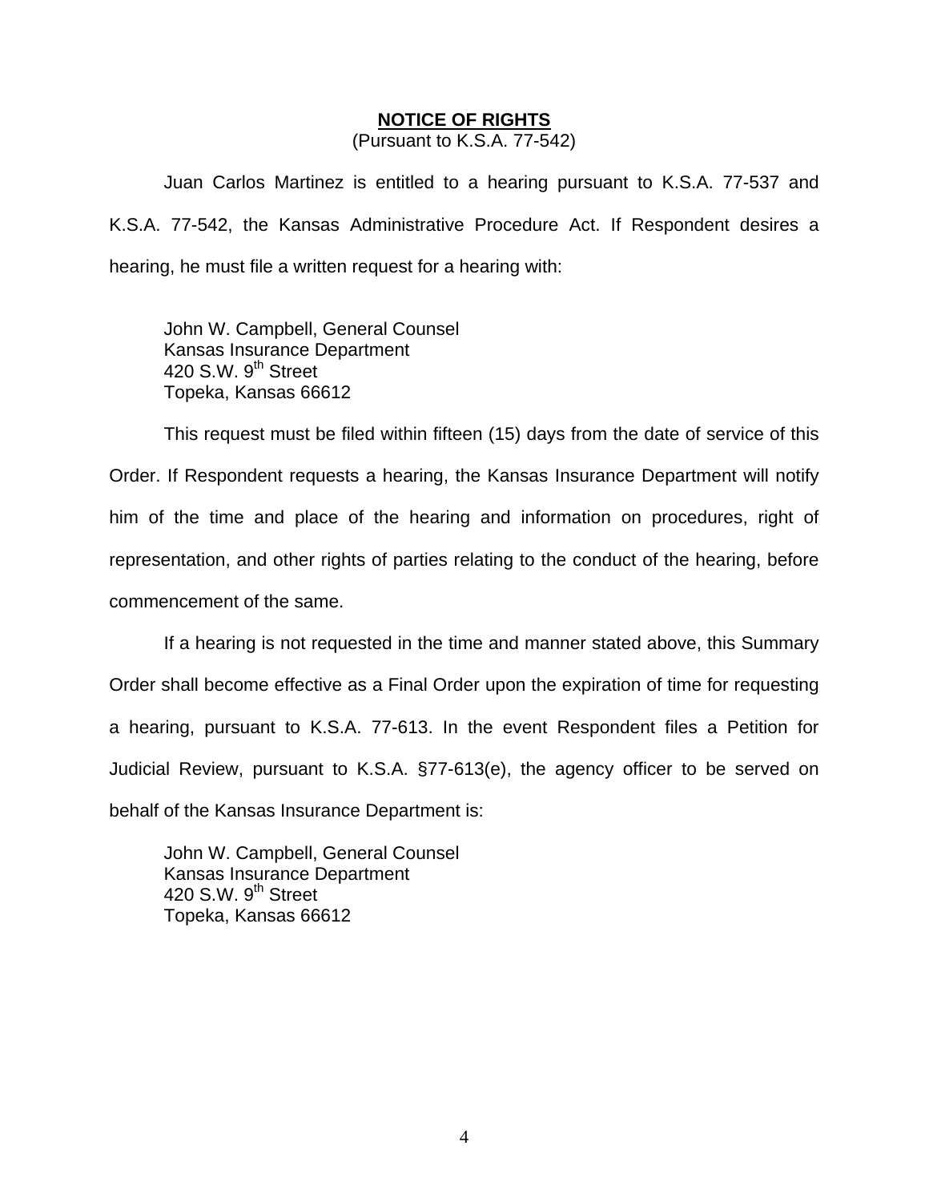## NOTICE OF RIGHTS

(Pursuant to K.S.A. 77-542)

Juan Carlos Martinez is entitled to a hearing pursuant to K.S.A. 77-537 and K.S.A. 77-542, the Kansas Administrative Procedure Act. If Respondent desires a hearing, he must file a written request for a hearing with:

John W. Campbell, General Counsel
Kansas Insurance Department
420 S.W. 9th Street
Topeka, Kansas 66612

This request must be filed within fifteen (15) days from the date of service of this Order. If Respondent requests a hearing, the Kansas Insurance Department will notify him of the time and place of the hearing and information on procedures, right of representation, and other rights of parties relating to the conduct of the hearing, before commencement of the same.

If a hearing is not requested in the time and manner stated above, this Summary Order shall become effective as a Final Order upon the expiration of time for requesting a hearing, pursuant to K.S.A. 77-613. In the event Respondent files a Petition for Judicial Review, pursuant to K.S.A. §77-613(e), the agency officer to be served on behalf of the Kansas Insurance Department is:

John W. Campbell, General Counsel
Kansas Insurance Department
420 S.W. 9th Street
Topeka, Kansas 66612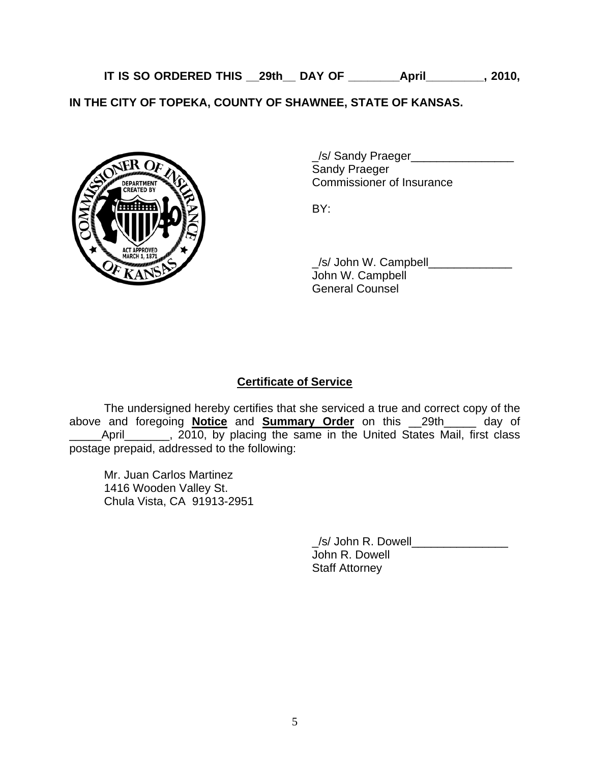**IT IS SO ORDERED THIS __29th__ DAY OF ________April_________, 2010,**

**IN THE CITY OF TOPEKA, COUNTY OF SHAWNEE, STATE OF KANSAS.**

_/s/ Sandy Praeger________________
Sandy Praeger
Commissioner of Insurance

BY:

_/s/ John W. Campbell_____________
John W. Campbell
General Counsel

## **Certificate of Service**

The undersigned hereby certifies that she serviced a true and correct copy of the above and foregoing **Notice** and **Summary Order** on this __29th_____ day of _____April_______, 2010, by placing the same in the United States Mail, first class postage prepaid, addressed to the following:

Mr. Juan Carlos Martinez
1416 Wooden Valley St.
Chula Vista, CA 91913-2951

_/s/ John R. Dowell_______________
John R. Dowell
Staff Attorney